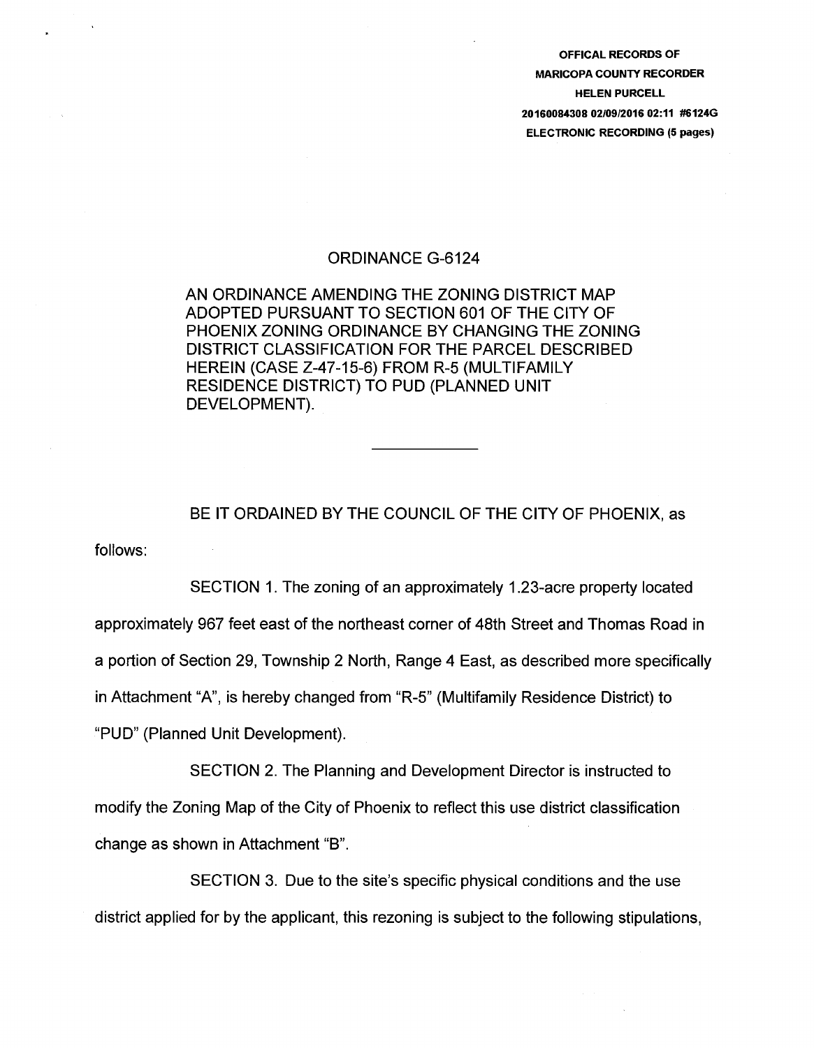**OFFICAL RECORDS OF**
**MARICOPA COUNTY RECORDER**
**HELEN PURCELL**
**20160084308 02/09/2016 02:11 #6124G**
**ELECTRONIC RECORDING (5 pages)**

# ORDINANCE G-6124

AN ORDINANCE AMENDING THE ZONING DISTRICT MAP ADOPTED PURSUANT TO SECTION 601 OF THE CITY OF PHOENIX ZONING ORDINANCE BY CHANGING THE ZONING DISTRICT CLASSIFICATION FOR THE PARCEL DESCRIBED HEREIN (CASE Z-47-15-6) FROM R-5 (MULTIFAMILY RESIDENCE DISTRICT) TO PUD (PLANNED UNIT DEVELOPMENT).

---

BE IT ORDAINED BY THE COUNCIL OF THE CITY OF PHOENIX, as follows:

SECTION 1. The zoning of an approximately 1.23-acre property located approximately 967 feet east of the northeast corner of 48th Street and Thomas Road in a portion of Section 29, Township 2 North, Range 4 East, as described more specifically in Attachment "A", is hereby changed from "R-5" (Multifamily Residence District) to "PUD" (Planned Unit Development).

SECTION 2. The Planning and Development Director is instructed to modify the Zoning Map of the City of Phoenix to reflect this use district classification change as shown in Attachment "B".

SECTION 3. Due to the site's specific physical conditions and the use district applied for by the applicant, this rezoning is subject to the following stipulations,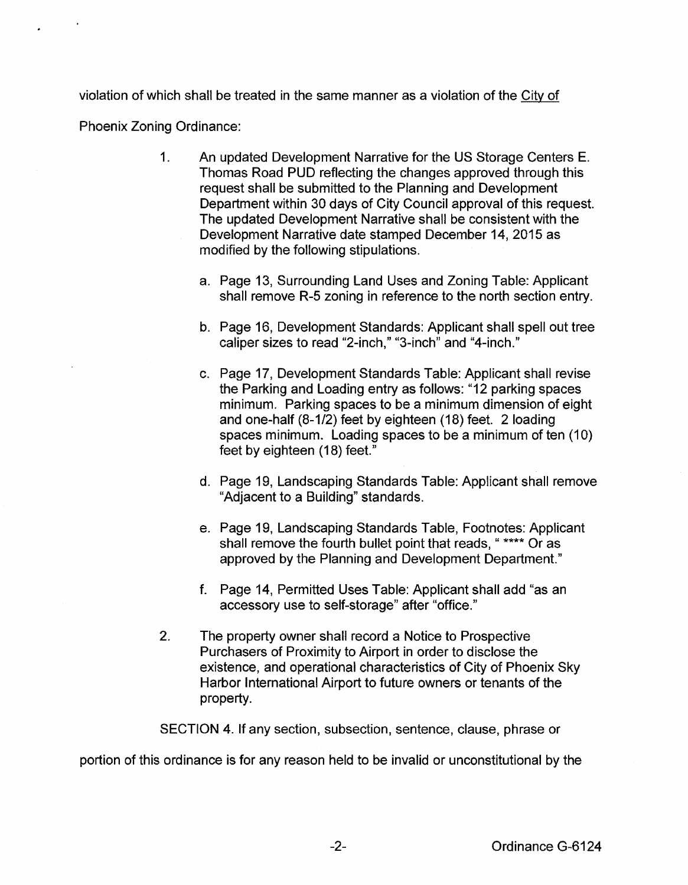violation of which shall be treated in the same manner as a violation of the City of Phoenix Zoning Ordinance:

1. An updated Development Narrative for the US Storage Centers E. Thomas Road PUD reflecting the changes approved through this request shall be submitted to the Planning and Development Department within 30 days of City Council approval of this request. The updated Development Narrative shall be consistent with the Development Narrative date stamped December 14, 2015 as modified by the following stipulations.

   a. Page 13, Surrounding Land Uses and Zoning Table: Applicant shall remove R-5 zoning in reference to the north section entry.

   b. Page 16, Development Standards: Applicant shall spell out tree caliper sizes to read "2-inch," "3-inch" and "4-inch."

   c. Page 17, Development Standards Table: Applicant shall revise the Parking and Loading entry as follows: "12 parking spaces minimum. Parking spaces to be a minimum dimension of eight and one-half (8-1/2) feet by eighteen (18) feet. 2 loading spaces minimum. Loading spaces to be a minimum of ten (10) feet by eighteen (18) feet."

   d. Page 19, Landscaping Standards Table: Applicant shall remove "Adjacent to a Building" standards.

   e. Page 19, Landscaping Standards Table, Footnotes: Applicant shall remove the fourth bullet point that reads, " **** Or as approved by the Planning and Development Department."

   f. Page 14, Permitted Uses Table: Applicant shall add "as an accessory use to self-storage" after "office."

2. The property owner shall record a Notice to Prospective Purchasers of Proximity to Airport in order to disclose the existence, and operational characteristics of City of Phoenix Sky Harbor International Airport to future owners or tenants of the property.

SECTION 4. If any section, subsection, sentence, clause, phrase or portion of this ordinance is for any reason held to be invalid or unconstitutional by the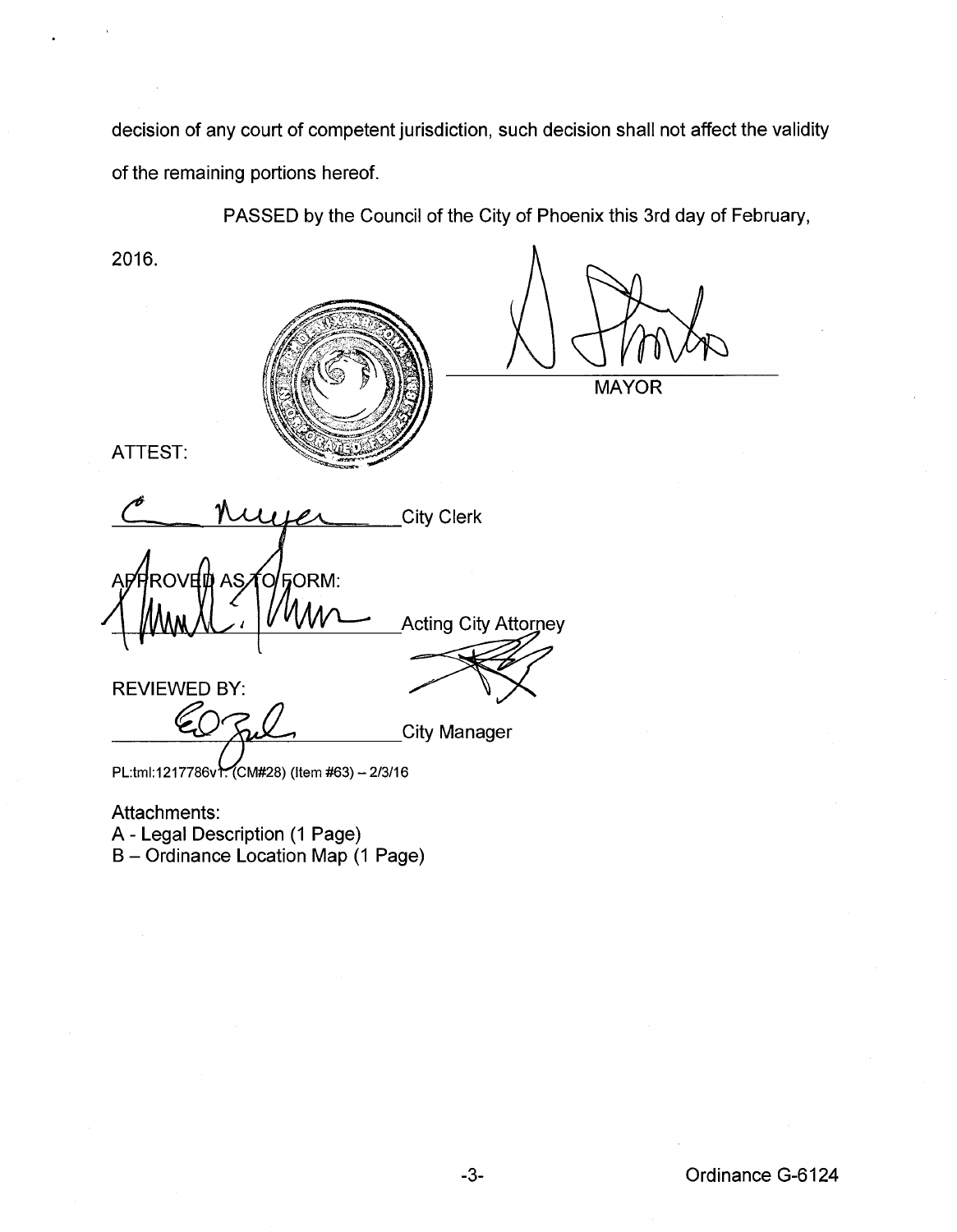decision of any court of competent jurisdiction, such decision shall not affect the validity of the remaining portions hereof.

PASSED by the Council of the City of Phoenix this 3rd day of February, 2016.

MAYOR

ATTEST:

City Clerk

APPROVED AS TO FORM:

Acting City Attorney

REVIEWED BY:

City Manager

PL:tml:1217786v1: (CM#28) (Item #63) – 2/3/16

Attachments:
A - Legal Description (1 Page)
B – Ordinance Location Map (1 Page)

Ordinance G-6124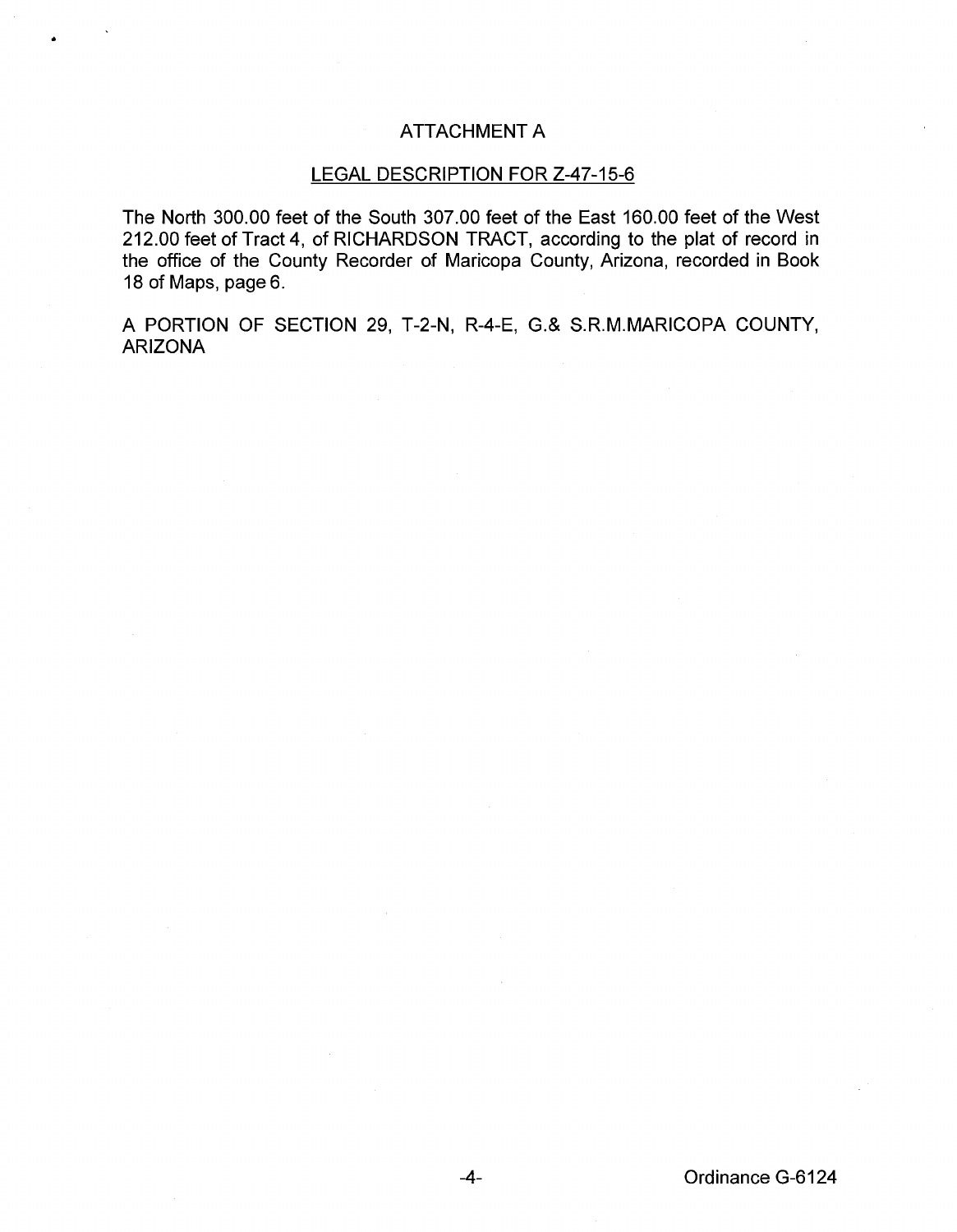# ATTACHMENT A

## LEGAL DESCRIPTION FOR Z-47-15-6

The North 300.00 feet of the South 307.00 feet of the East 160.00 feet of the West 212.00 feet of Tract 4, of RICHARDSON TRACT, according to the plat of record in the office of the County Recorder of Maricopa County, Arizona, recorded in Book 18 of Maps, page 6.

A PORTION OF SECTION 29, T-2-N, R-4-E, G.& S.R.M.MARICOPA COUNTY, ARIZONA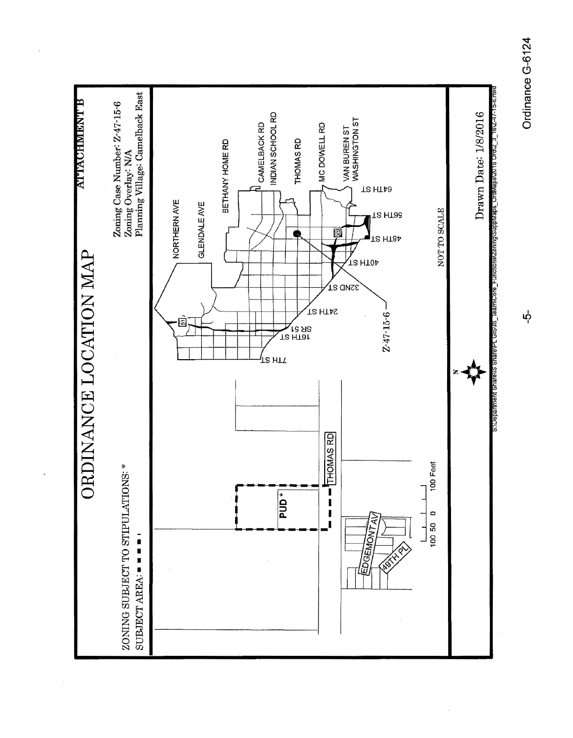# ORDINANCE LOCATION MAP

**ATTACHMENT B**

ZONING SUBJECT TO STIPULATIONS: *

SUBJECT AREA: ▪ ▪ ▪ ▪ ▪

Zoning Case Number: Z-47-15-6
Zoning Overlay: N/A
Planning Village: Camelback East

PUD *

THOMAS RD

EDGEMONT AV

49TH PL

100 50 0 100 Feet

NORTHERN AVE
GLENDALE AVE
BETHANY HOME RD
CAMELBACK RD
INDIAN SCHOOL RD
THOMAS RD
MC DOWELL RD
VAN BUREN ST
WASHINGTON ST
7TH ST
16TH ST
SR 51
24TH ST
32ND ST
40TH ST
48TH ST
56TH ST
64TH ST

Z-47-15-6

NOT TO SCALE

N

Drawn Date: 1/8/2016

S:\Department Share\IS Share\PL GIS\IS_Team\Core_Functions\Zoning\SuppMaps_OrdMaps\2016 Ord\2_3_16\Z-47-15-6.mxd

Ordinance G-6124